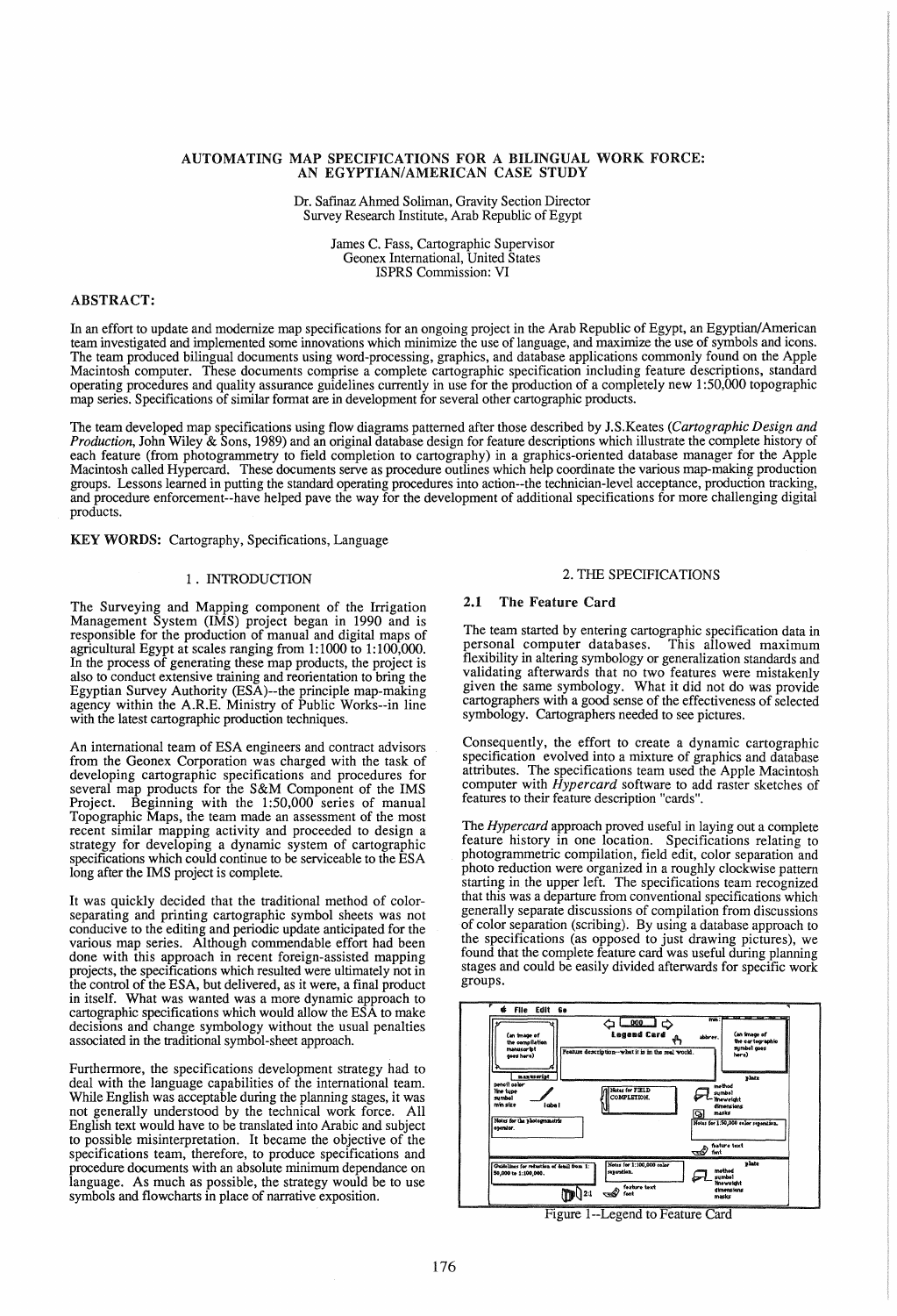# AUTOMATING MAP SPECIFICATIONS FOR A BILINGUAL WORK FORCE: AN EGYPTIAN/AMERICAN CASE STUDY

Dr. Safinaz Ahmed Soliman, Gravity Section Director
Survey Research Institute, Arab Republic of Egypt

James C. Fass, Cartographic Supervisor
Geonex International, United States
ISPRS Commission: VI

## ABSTRACT:

In an effort to update and modernize map specifications for an ongoing project in the Arab Republic of Egypt, an Egyptian/American team investigated and implemented some innovations which minimize the use of language, and maximize the use of symbols and icons. The team produced bilingual documents using word-processing, graphics, and database applications commonly found on the Apple Macintosh computer. These documents comprise a complete cartographic specification including feature descriptions, standard operating procedures and quality assurance guidelines currently in use for the production of a completely new 1:50,000 topographic map series. Specifications of similar format are in development for several other cartographic products.

The team developed map specifications using flow diagrams patterned after those described by J.S.Keates (*Cartographic Design and Production*, John Wiley & Sons, 1989) and an original database design for feature descriptions which illustrate the complete history of each feature (from photogrammetry to field completion to cartography) in a graphics-oriented database manager for the Apple Macintosh called Hypercard. These documents serve as procedure outlines which help coordinate the various map-making production groups. Lessons learned in putting the standard operating procedures into action--the technician-level acceptance, production tracking, and procedure enforcement--have helped pave the way for the development of additional specifications for more challenging digital products.

**KEY WORDS:** Cartography, Specifications, Language

## 1. INTRODUCTION

The Surveying and Mapping component of the Irrigation Management System (IMS) project began in 1990 and is responsible for the production of manual and digital maps of agricultural Egypt at scales ranging from 1:1000 to 1:100,000. In the process of generating these map products, the project is also to conduct extensive training and reorientation to bring the Egyptian Survey Authority (ESA)--the principle map-making agency within the A.R.E. Ministry of Public Works--in line with the latest cartographic production techniques.

An international team of ESA engineers and contract advisors from the Geonex Corporation was charged with the task of developing cartographic specifications and procedures for several map products for the S&M Component of the IMS Project. Beginning with the 1:50,000 series of manual Topographic Maps, the team made an assessment of the most recent similar mapping activity and proceeded to design a strategy for developing a dynamic system of cartographic specifications which could continue to be serviceable to the ESA long after the IMS project is complete.

It was quickly decided that the traditional method of color-separating and printing cartographic symbol sheets was not conducive to the editing and periodic update anticipated for the various map series. Although commendable effort had been done with this approach in recent foreign-assisted mapping projects, the specifications which resulted were ultimately not in the control of the ESA, but delivered, as it were, a final product in itself. What was wanted was a more dynamic approach to cartographic specifications which would allow the ESA to make decisions and change symbology without the usual penalties associated in the traditional symbol-sheet approach.

Furthermore, the specifications development strategy had to deal with the language capabilities of the international team. While English was acceptable during the planning stages, it was not generally understood by the technical work force. All English text would have to be translated into Arabic and subject to possible misinterpretation. It became the objective of the specifications team, therefore, to produce specifications and procedure documents with an absolute minimum dependance on language. As much as possible, the strategy would be to use symbols and flowcharts in place of narrative exposition.

## 2. THE SPECIFICATIONS

### 2.1 The Feature Card

The team started by entering cartographic specification data in personal computer databases. This allowed maximum flexibility in altering symbology or generalization standards and validating afterwards that no two features were mistakenly given the same symbology. What it did not do was provide cartographers with a good sense of the effectiveness of selected symbology. Cartographers needed to see pictures.

Consequently, the effort to create a dynamic cartographic specification evolved into a mixture of graphics and database attributes. The specifications team used the Apple Macintosh computer with *Hypercard* software to add raster sketches of features to their feature description "cards".

The *Hypercard* approach proved useful in laying out a complete feature history in one location. Specifications relating to photogrammetric compilation, field edit, color separation and photo reduction were organized in a roughly clockwise pattern starting in the upper left. The specifications team recognized that this was a departure from conventional specifications which generally separate discussions of compilation from discussions of color separation (scribing). By using a database approach to the specifications (as opposed to just drawing pictures), we found that the complete feature card was useful during planning stages and could be easily divided afterwards for specific work groups.

Figure 1--Legend to Feature Card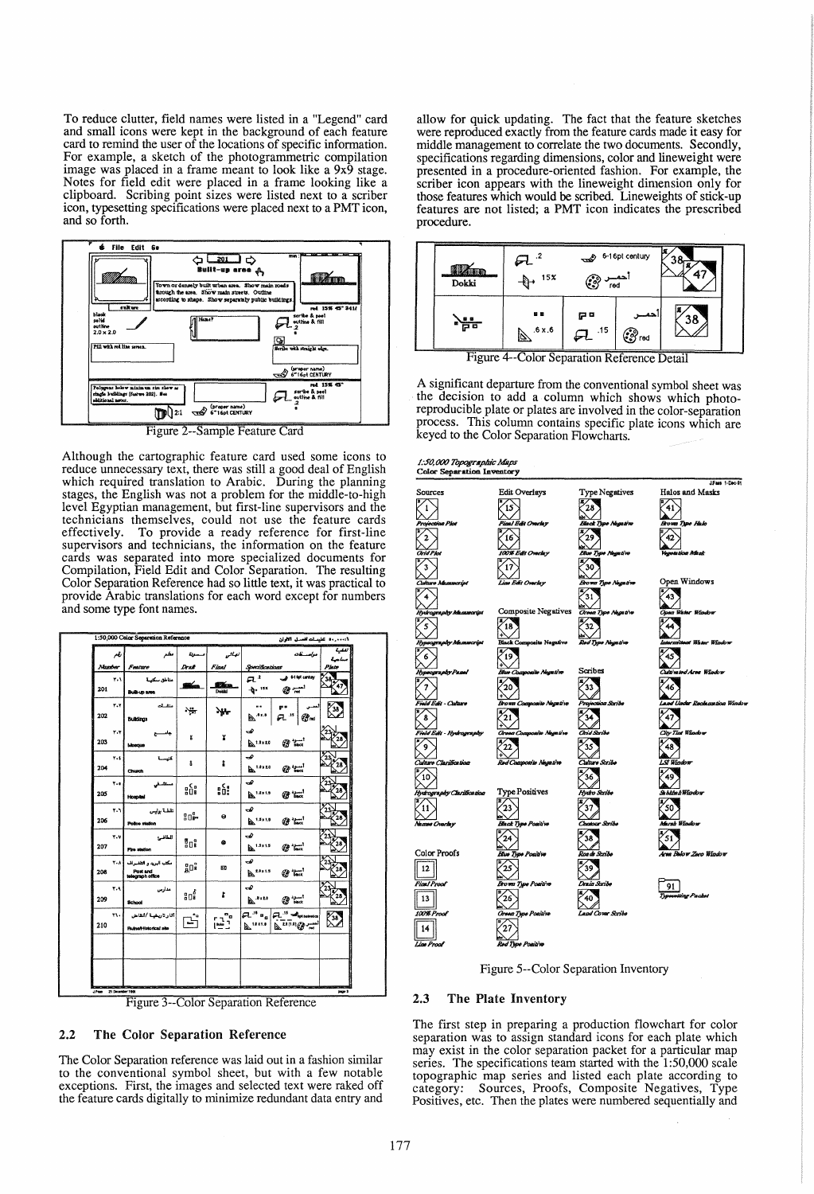To reduce clutter, field names were listed in a "Legend" card and small icons were kept in the background of each feature card to remind the user of the locations of specific information. For example, a sketch of the photogrammetric compilation image was placed in a frame meant to look like a 9x9 stage. Notes for field edit were placed in a frame looking like a clipboard. Scribing point sizes were listed next to a scriber icon, typesetting specifications were placed next to a PMT icon, and so forth.

Figure 2--Sample Feature Card

Although the cartographic feature card used some icons to reduce unnecessary text, there was still a good deal of English which required translation to Arabic. During the planning stages, the English was not a problem for the middle-to-high level Egyptian management, but first-line supervisors and the technicians themselves, could not use the feature cards effectively. To provide a ready reference for first-line supervisors and technicians, the information on the feature cards was separated into more specialized documents for Compilation, Field Edit and Color Separation. The resulting Color Separation Reference had so little text, it was practical to provide Arabic translations for each word except for numbers and some type font names.

Figure 3--Color Separation Reference

## 2.2 The Color Separation Reference

The Color Separation reference was laid out in a fashion similar to the conventional symbol sheet, but with a few notable exceptions. First, the images and selected text were raked off the feature cards digitally to minimize redundant data entry and allow for quick updating. The fact that the feature sketches were reproduced exactly from the feature cards made it easy for middle management to correlate the two documents. Secondly, specifications regarding dimensions, color and lineweight were presented in a procedure-oriented fashion. For example, the scriber icon appears with the lineweight dimension only for those features which would be scribed. Lineweights of stick-up features are not listed; a PMT icon indicates the prescribed procedure.

Figure 4--Color Separation Reference Detail

A significant departure from the conventional symbol sheet was the decision to add a column which shows which photo-reproducible plate or plates are involved in the color-separation process. This column contains specific plate icons which are keyed to the Color Separation Flowcharts.

Figure 5--Color Separation Inventory

## 2.3 The Plate Inventory

The first step in preparing a production flowchart for color separation was to assign standard icons for each plate which may exist in the color separation packet for a particular map series. The specifications team started with the 1:50,000 scale topographic map series and listed each plate according to category: Sources, Proofs, Composite Negatives, Type Positives, etc. Then the plates were numbered sequentially and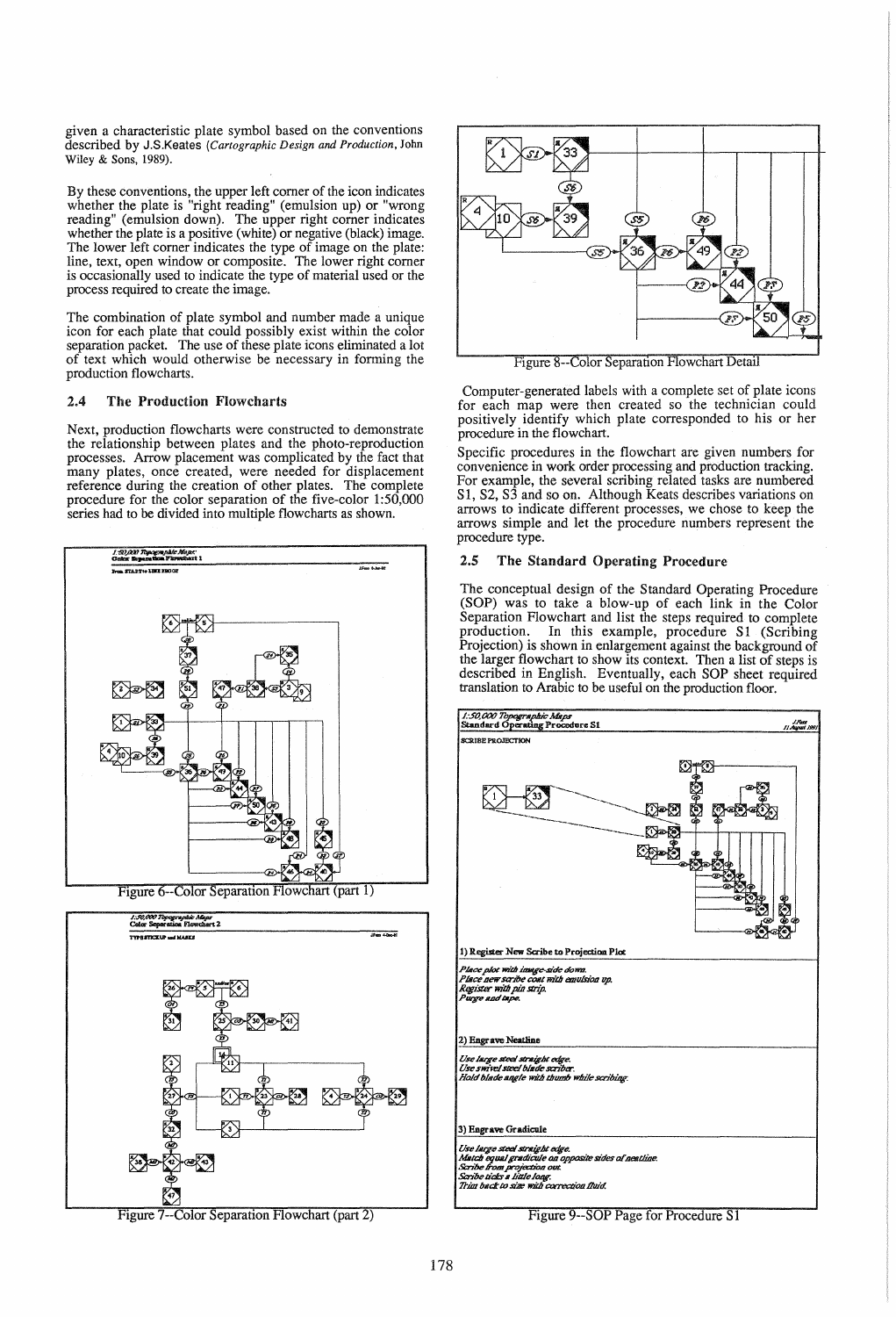given a characteristic plate symbol based on the conventions described by J.S.Keates (*Cartographic Design and Production*, John Wiley & Sons, 1989).

By these conventions, the upper left corner of the icon indicates whether the plate is "right reading" (emulsion up) or "wrong reading" (emulsion down). The upper right corner indicates whether the plate is a positive (white) or negative (black) image. The lower left corner indicates the type of image on the plate: line, text, open window or composite. The lower right corner is occasionally used to indicate the type of material used or the process required to create the image.

The combination of plate symbol and number made a unique icon for each plate that could possibly exist within the color separation packet. The use of these plate icons eliminated a lot of text which would otherwise be necessary in forming the production flowcharts.

### 2.4 The Production Flowcharts

Next, production flowcharts were constructed to demonstrate the relationship between plates and the photo-reproduction processes. Arrow placement was complicated by the fact that many plates, once created, were needed for displacement reference during the creation of other plates. The complete procedure for the color separation of the five-color 1:50,000 series had to be divided into multiple flowcharts as shown.

Figure 6--Color Separation Flowchart (part 1)

Figure 7--Color Separation Flowchart (part 2)

Figure 8--Color Separation Flowchart Detail

Computer-generated labels with a complete set of plate icons for each map were then created so the technician could positively identify which plate corresponded to his or her procedure in the flowchart.

Specific procedures in the flowchart are given numbers for convenience in work order processing and production tracking. For example, the several scribing related tasks are numbered S1, S2, S3 and so on. Although Keats describes variations on arrows to indicate different processes, we chose to keep the arrows simple and let the procedure numbers represent the procedure type.

### 2.5 The Standard Operating Procedure

The conceptual design of the Standard Operating Procedure (SOP) was to take a blow-up of each link in the Color Separation Flowchart and list the steps required to complete production. In this example, procedure S1 (Scribing Projection) is shown in enlargement against the background of the larger flowchart to show its context. Then a list of steps is described in English. Eventually, each SOP sheet required translation to Arabic to be useful on the production floor.

Figure 9--SOP Page for Procedure S1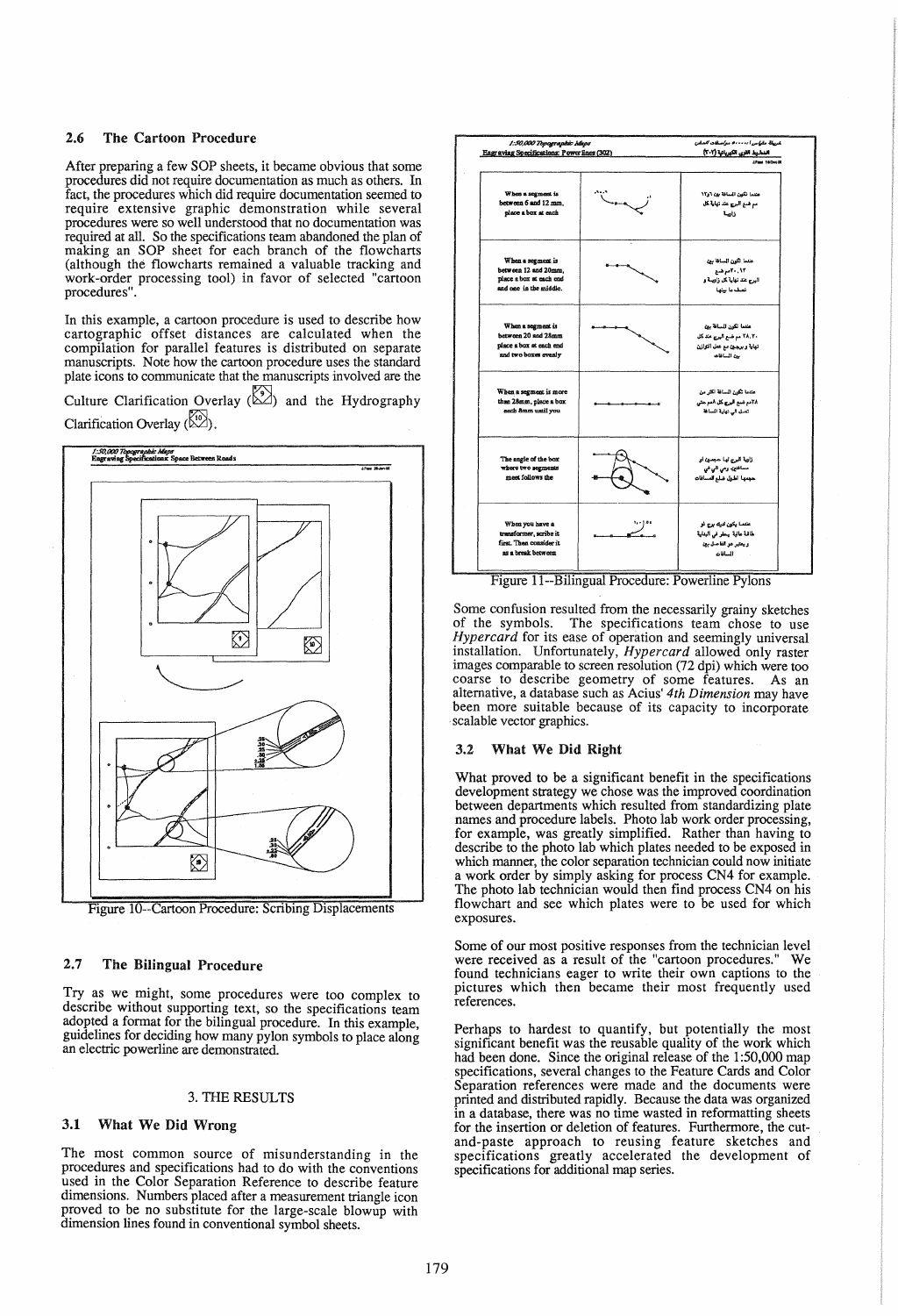### 2.6 The Cartoon Procedure

After preparing a few SOP sheets, it became obvious that some procedures did not require documentation as much as others. In fact, the procedures which did require documentation seemed to require extensive graphic demonstration while several procedures were so well understood that no documentation was required at all. So the specifications team abandoned the plan of making an SOP sheet for each branch of the flowcharts (although the flowcharts remained a valuable tracking and work-order processing tool) in favor of selected "cartoon procedures".

In this example, a cartoon procedure is used to describe how cartographic offset distances are calculated when the compilation for parallel features is distributed on separate manuscripts. Note how the cartoon procedure uses the standard plate icons to communicate that the manuscripts involved are the Culture Clarification Overlay (9) and the Hydrography Clarification Overlay (10).

Figure 10--Cartoon Procedure: Scribing Displacements

### 2.7 The Bilingual Procedure

Try as we might, some procedures were too complex to describe without supporting text, so the specifications team adopted a format for the bilingual procedure. In this example, guidelines for deciding how many pylon symbols to place along an electric powerline are demonstrated.

## 3. THE RESULTS

### 3.1 What We Did Wrong

The most common source of misunderstanding in the procedures and specifications had to do with the conventions used in the Color Separation Reference to describe feature dimensions. Numbers placed after a measurement triangle icon proved to be no substitute for the large-scale blowup with dimension lines found in conventional symbol sheets.

Figure 11--Bilingual Procedure: Powerline Pylons

Some confusion resulted from the necessarily grainy sketches of the symbols. The specifications team chose to use *Hypercard* for its ease of operation and seemingly universal installation. Unfortunately, *Hypercard* allowed only raster images comparable to screen resolution (72 dpi) which were too coarse to describe geometry of some features. As an alternative, a database such as Acius' *4th Dimension* may have been more suitable because of its capacity to incorporate scalable vector graphics.

### 3.2 What We Did Right

What proved to be a significant benefit in the specifications development strategy we chose was the improved coordination between departments which resulted from standardizing plate names and procedure labels. Photo lab work order processing, for example, was greatly simplified. Rather than having to describe to the photo lab which plates needed to be exposed in which manner, the color separation technician could now initiate a work order by simply asking for process CN4 for example. The photo lab technician would then find process CN4 on his flowchart and see which plates were to be used for which exposures.

Some of our most positive responses from the technician level were received as a result of the "cartoon procedures." We found technicians eager to write their own captions to the pictures which then became their most frequently used references.

Perhaps to hardest to quantify, but potentially the most significant benefit was the reusable quality of the work which had been done. Since the original release of the 1:50,000 map specifications, several changes to the Feature Cards and Color Separation references were made and the documents were printed and distributed rapidly. Because the data was organized in a database, there was no time wasted in reformatting sheets for the insertion or deletion of features. Furthermore, the cut-and-paste approach to reusing feature sketches and specifications greatly accelerated the development of specifications for additional map series.